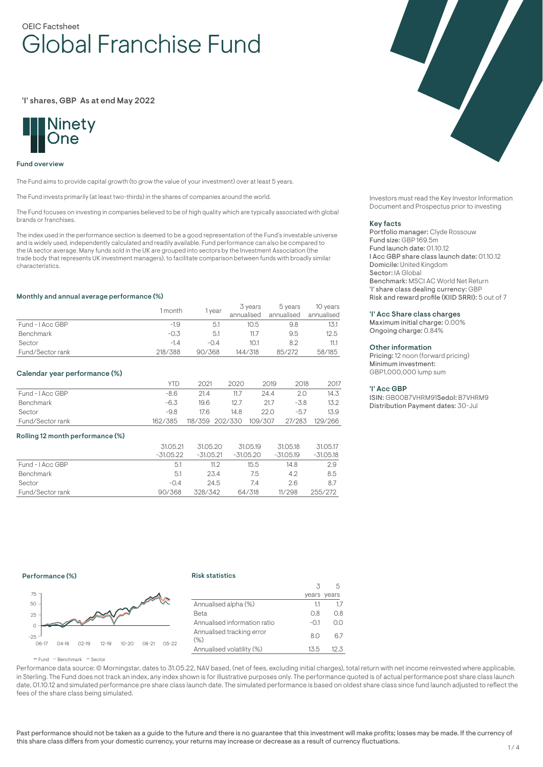OEIC Factsheet

# Global Franchise Fund

'I' shares, GBP As at end May 2022

Ninety One

### Fund overview

The Fund aims to provide capital growth (to grow the value of your investment) over at least 5 years.

The Fund invests primarily (at least two-thirds) in the shares of companies around the world.

The Fund focuses on investing in companies believed to be of high quality which are typically associated with global brands or franchises.

The index used in the performance section is deemed to be a good representation of the Fund's investable universe and is widely used, independently calculated and readily available. Fund performance can also be compared to the IA sector average. Many funds sold in the UK are grouped into sectors by the Investment Association (the trade body that represents UK investment managers), to facilitate comparison between funds with broadly similar characteristics.

Investors must read the Key Investor Information Document and Prospectus prior to investing

### Key facts

Portfolio manager: Clyde Rossouw
Fund size: GBP 169.5m
Fund launch date: 01.10.12
I Acc GBP share class launch date: 01.10.12
Domicile: United Kingdom
Sector: IA Global
Benchmark: MSCI AC World Net Return
'I' share class dealing currency: GBP
Risk and reward profile (KIID SRRI): 5 out of 7

### 'I' Acc Share class charges

Maximum initial charge: 0.00%
Ongoing charge: 0.84%

### Other information

Pricing: 12 noon (forward pricing)
Minimum investment:
GBP1,000,000 lump sum

### 'I' Acc GBP

ISIN: GB00B7VHRM91 Sedol: B7VHRM9
Distribution Payment dates: 30-Jul

### Monthly and annual average performance (%)

| | 1 month | 1 year | 3 years annualised | 5 years annualised | 10 years annualised |
|---|---|---|---|---|---|
| Fund - I Acc GBP | -1.9 | 5.1 | 10.5 | 9.8 | 13.1 |
| Benchmark | -0.3 | 5.1 | 11.7 | 9.5 | 12.5 |
| Sector | -1.4 | -0.4 | 10.1 | 8.2 | 11.1 |
| Fund/Sector rank | 218/388 | 90/368 | 144/318 | 85/272 | 58/185 |

### Calendar year performance (%)

| | YTD | 2021 | 2020 | 2019 | 2018 | 2017 |
|---|---|---|---|---|---|---|
| Fund - I Acc GBP | -8.6 | 21.4 | 11.7 | 24.4 | 2.0 | 14.3 |
| Benchmark | -6.3 | 19.6 | 12.7 | 21.7 | -3.8 | 13.2 |
| Sector | -9.8 | 17.6 | 14.8 | 22.0 | -5.7 | 13.9 |
| Fund/Sector rank | 162/385 | 118/359 | 202/330 | 109/307 | 27/283 | 129/266 |

### Rolling 12 month performance (%)

| | 31.05.21 -31.05.22 | 31.05.20 -31.05.21 | 31.05.19 -31.05.20 | 31.05.18 -31.05.19 | 31.05.17 -31.05.18 |
|---|---|---|---|---|---|
| Fund - I Acc GBP | 5.1 | 11.2 | 15.5 | 14.8 | 2.9 |
| Benchmark | 5.1 | 23.4 | 7.5 | 4.2 | 8.5 |
| Sector | -0.4 | 24.5 | 7.4 | 2.6 | 8.7 |
| Fund/Sector rank | 90/368 | 328/342 | 64/318 | 11/298 | 255/272 |

### Performance (%)

— Fund — Benchmark — Sector

### Risk statistics

| | 3 years | 5 years |
|---|---|---|
| Annualised alpha (%) | 1.1 | 1.7 |
| Beta | 0.8 | 0.8 |
| Annualised information ratio | -0.1 | 0.0 |
| Annualised tracking error (%) | 8.0 | 6.7 |
| Annualised volatility (%) | 13.5 | 12.3 |

Performance data source: © Morningstar, dates to 31.05.22, NAV based, (net of fees, excluding initial charges), total return with net income reinvested where applicable, in Sterling. The Fund does not track an index, any index shown is for illustrative purposes only. The performance quoted is of actual performance post share class launch date, 01.10.12 and simulated performance pre share class launch date. The simulated performance is based on oldest share class since fund launch adjusted to reflect the fees of the share class being simulated.

Past performance should not be taken as a guide to the future and there is no guarantee that this investment will make profits; losses may be made. If the currency of this share class differs from your domestic currency, your returns may increase or decrease as a result of currency fluctuations.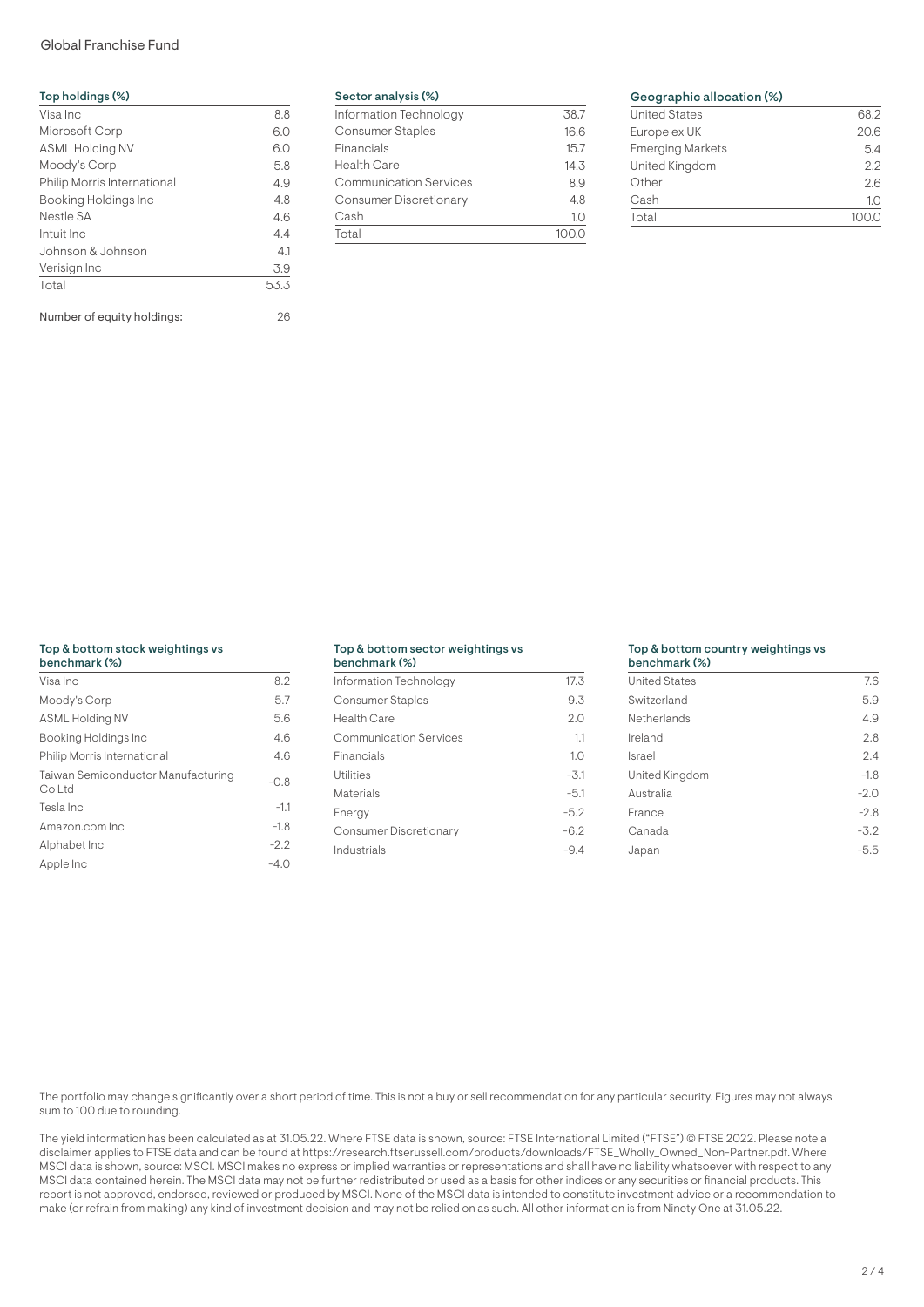### Top holdings (%)

| Holding | % |
|---|---|
| Visa Inc | 8.8 |
| Microsoft Corp | 6.0 |
| ASML Holding NV | 6.0 |
| Moody's Corp | 5.8 |
| Philip Morris International | 4.9 |
| Booking Holdings Inc | 4.8 |
| Nestle SA | 4.6 |
| Intuit Inc | 4.4 |
| Johnson & Johnson | 4.1 |
| Verisign Inc | 3.9 |
| Total | 53.3 |

Number of equity holdings: 26

### Sector analysis (%)

| Sector | % |
|---|---|
| Information Technology | 38.7 |
| Consumer Staples | 16.6 |
| Financials | 15.7 |
| Health Care | 14.3 |
| Communication Services | 8.9 |
| Consumer Discretionary | 4.8 |
| Cash | 1.0 |
| Total | 100.0 |

### Geographic allocation (%)

| Region | % |
|---|---|
| United States | 68.2 |
| Europe ex UK | 20.6 |
| Emerging Markets | 5.4 |
| United Kingdom | 2.2 |
| Other | 2.6 |
| Cash | 1.0 |
| Total | 100.0 |

### Top & bottom stock weightings vs benchmark (%)

| Stock | % |
|---|---|
| Visa Inc | 8.2 |
| Moody's Corp | 5.7 |
| ASML Holding NV | 5.6 |
| Booking Holdings Inc | 4.6 |
| Philip Morris International | 4.6 |
| Taiwan Semiconductor Manufacturing Co Ltd | -0.8 |
| Tesla Inc | -1.1 |
| Amazon.com Inc | -1.8 |
| Alphabet Inc | -2.2 |
| Apple Inc | -4.0 |

### Top & bottom sector weightings vs benchmark (%)

| Sector | % |
|---|---|
| Information Technology | 17.3 |
| Consumer Staples | 9.3 |
| Health Care | 2.0 |
| Communication Services | 1.1 |
| Financials | 1.0 |
| Utilities | -3.1 |
| Materials | -5.1 |
| Energy | -5.2 |
| Consumer Discretionary | -6.2 |
| Industrials | -9.4 |

### Top & bottom country weightings vs benchmark (%)

| Country | % |
|---|---|
| United States | 7.6 |
| Switzerland | 5.9 |
| Netherlands | 4.9 |
| Ireland | 2.8 |
| Israel | 2.4 |
| United Kingdom | -1.8 |
| Australia | -2.0 |
| France | -2.8 |
| Canada | -3.2 |
| Japan | -5.5 |

The portfolio may change significantly over a short period of time. This is not a buy or sell recommendation for any particular security. Figures may not always sum to 100 due to rounding.

The yield information has been calculated as at 31.05.22. Where FTSE data is shown, source: FTSE International Limited ("FTSE") © FTSE 2022. Please note a disclaimer applies to FTSE data and can be found at https://research.ftserussell.com/products/downloads/FTSE_Wholly_Owned_Non-Partner.pdf. Where MSCI data is shown, source: MSCI. MSCI makes no express or implied warranties or representations and shall have no liability whatsoever with respect to any MSCI data contained herein. The MSCI data may not be further redistributed or used as a basis for other indices or any securities or financial products. This report is not approved, endorsed, reviewed or produced by MSCI. None of the MSCI data is intended to constitute investment advice or a recommendation to make (or refrain from making) any kind of investment decision and may not be relied on as such. All other information is from Ninety One at 31.05.22.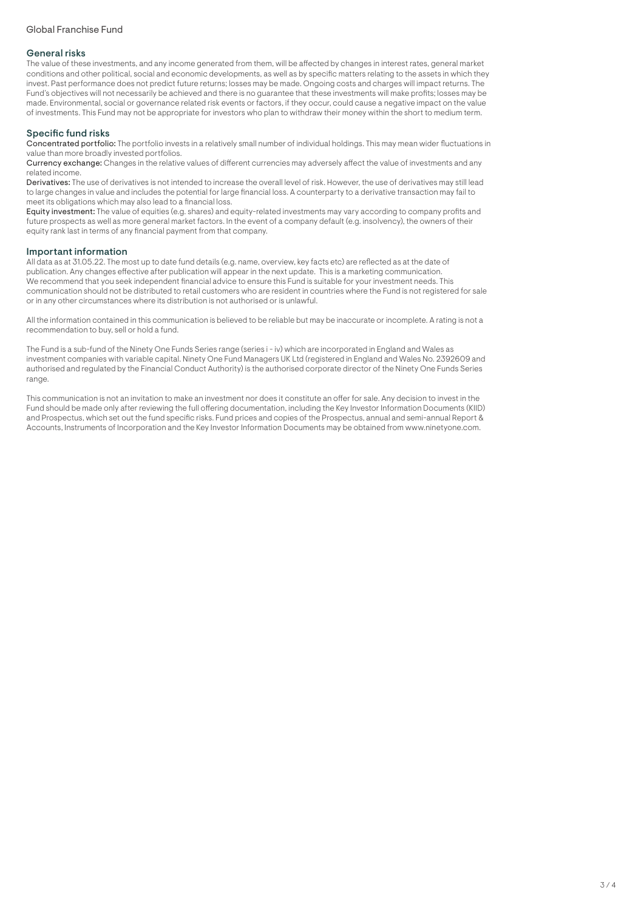## General risks

The value of these investments, and any income generated from them, will be affected by changes in interest rates, general market conditions and other political, social and economic developments, as well as by specific matters relating to the assets in which they invest. Past performance does not predict future returns; losses may be made. Ongoing costs and charges will impact returns. The Fund's objectives will not necessarily be achieved and there is no guarantee that these investments will make profits; losses may be made. Environmental, social or governance related risk events or factors, if they occur, could cause a negative impact on the value of investments. This Fund may not be appropriate for investors who plan to withdraw their money within the short to medium term.

## Specific fund risks

**Concentrated portfolio:** The portfolio invests in a relatively small number of individual holdings. This may mean wider fluctuations in value than more broadly invested portfolios.

**Currency exchange:** Changes in the relative values of different currencies may adversely affect the value of investments and any related income.

**Derivatives:** The use of derivatives is not intended to increase the overall level of risk. However, the use of derivatives may still lead to large changes in value and includes the potential for large financial loss. A counterparty to a derivative transaction may fail to meet its obligations which may also lead to a financial loss.

**Equity investment:** The value of equities (e.g. shares) and equity-related investments may vary according to company profits and future prospects as well as more general market factors. In the event of a company default (e.g. insolvency), the owners of their equity rank last in terms of any financial payment from that company.

## Important information

All data as at 31.05.22. The most up to date fund details (e.g. name, overview, key facts etc) are reflected as at the date of publication. Any changes effective after publication will appear in the next update. This is a marketing communication. We recommend that you seek independent financial advice to ensure this Fund is suitable for your investment needs. This communication should not be distributed to retail customers who are resident in countries where the Fund is not registered for sale or in any other circumstances where its distribution is not authorised or is unlawful.

All the information contained in this communication is believed to be reliable but may be inaccurate or incomplete. A rating is not a recommendation to buy, sell or hold a fund.

The Fund is a sub-fund of the Ninety One Funds Series range (series i - iv) which are incorporated in England and Wales as investment companies with variable capital. Ninety One Fund Managers UK Ltd (registered in England and Wales No. 2392609 and authorised and regulated by the Financial Conduct Authority) is the authorised corporate director of the Ninety One Funds Series range.

This communication is not an invitation to make an investment nor does it constitute an offer for sale. Any decision to invest in the Fund should be made only after reviewing the full offering documentation, including the Key Investor Information Documents (KIID) and Prospectus, which set out the fund specific risks. Fund prices and copies of the Prospectus, annual and semi-annual Report & Accounts, Instruments of Incorporation and the Key Investor Information Documents may be obtained from www.ninetyone.com.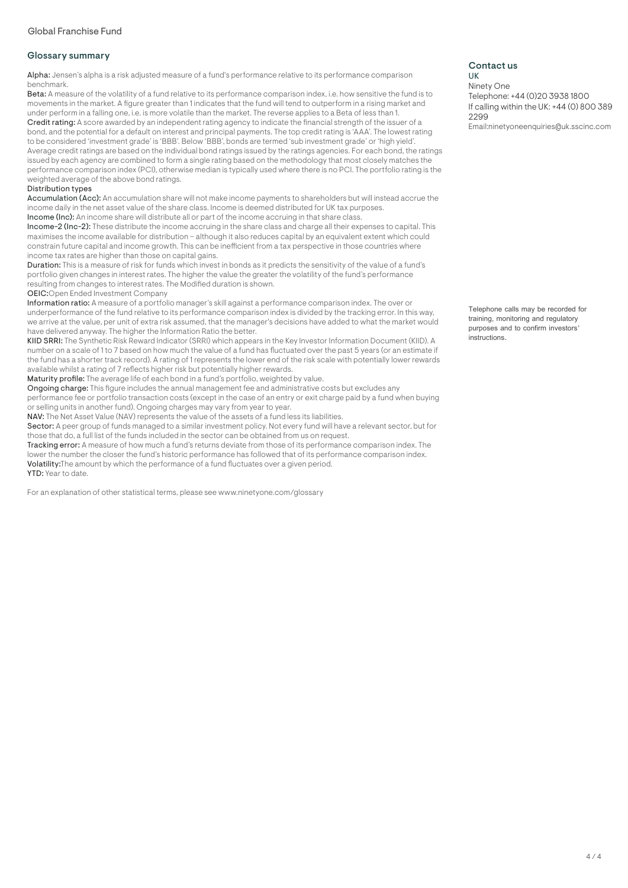## Glossary summary

**Alpha:** Jensen's alpha is a risk adjusted measure of a fund's performance relative to its performance comparison benchmark.

**Beta:** A measure of the volatility of a fund relative to its performance comparison index, i.e. how sensitive the fund is to movements in the market. A figure greater than 1 indicates that the fund will tend to outperform in a rising market and under perform in a falling one, i.e. is more volatile than the market. The reverse applies to a Beta of less than 1.

**Credit rating:** A score awarded by an independent rating agency to indicate the financial strength of the issuer of a bond, and the potential for a default on interest and principal payments. The top credit rating is 'AAA'. The lowest rating to be considered 'investment grade' is 'BBB'. Below 'BBB', bonds are termed 'sub investment grade' or 'high yield'. Average credit ratings are based on the individual bond ratings issued by the ratings agencies. For each bond, the ratings issued by each agency are combined to form a single rating based on the methodology that most closely matches the performance comparison index (PCI), otherwise median is typically used where there is no PCI. The portfolio rating is the weighted average of the above bond ratings.

Distribution types

**Accumulation (Acc):** An accumulation share will not make income payments to shareholders but will instead accrue the income daily in the net asset value of the share class. Income is deemed distributed for UK tax purposes.

**Income (Inc):** An income share will distribute all or part of the income accruing in that share class.

**Income-2 (Inc-2):** These distribute the income accruing in the share class and charge all their expenses to capital. This maximises the income available for distribution – although it also reduces capital by an equivalent extent which could constrain future capital and income growth. This can be inefficient from a tax perspective in those countries where income tax rates are higher than those on capital gains.

**Duration:** This is a measure of risk for funds which invest in bonds as it predicts the sensitivity of the value of a fund's portfolio given changes in interest rates. The higher the value the greater the volatility of the fund's performance resulting from changes to interest rates. The Modified duration is shown.

**OEIC:** Open Ended Investment Company

**Information ratio:** A measure of a portfolio manager's skill against a performance comparison index. The over or underperformance of the fund relative to its performance comparison index is divided by the tracking error. In this way, we arrive at the value, per unit of extra risk assumed, that the manager's decisions have added to what the market would have delivered anyway. The higher the Information Ratio the better.

**KIID SRRI:** The Synthetic Risk Reward Indicator (SRRI) which appears in the Key Investor Information Document (KIID). A number on a scale of 1 to 7 based on how much the value of a fund has fluctuated over the past 5 years (or an estimate if the fund has a shorter track record). A rating of 1 represents the lower end of the risk scale with potentially lower rewards available whilst a rating of 7 reflects higher risk but potentially higher rewards.

**Maturity profile:** The average life of each bond in a fund's portfolio, weighted by value.

**Ongoing charge:** This figure includes the annual management fee and administrative costs but excludes any performance fee or portfolio transaction costs (except in the case of an entry or exit charge paid by a fund when buying or selling units in another fund). Ongoing charges may vary from year to year.

**NAV:** The Net Asset Value (NAV) represents the value of the assets of a fund less its liabilities.

**Sector:** A peer group of funds managed to a similar investment policy. Not every fund will have a relevant sector, but for those that do, a full list of the funds included in the sector can be obtained from us on request.

**Tracking error:** A measure of how much a fund's returns deviate from those of its performance comparison index. The lower the number the closer the fund's historic performance has followed that of its performance comparison index.

**Volatility:** The amount by which the performance of a fund fluctuates over a given period.

**YTD:** Year to date.

For an explanation of other statistical terms, please see www.ninetyone.com/glossary

## Contact us

UK

Ninety One

Telephone: +44 (0)20 3938 1800

If calling within the UK: +44 (0) 800 389 2299

Email:ninetyoneenquiries@uk.sscinc.com

Telephone calls may be recorded for training, monitoring and regulatory purposes and to confirm investors' instructions.